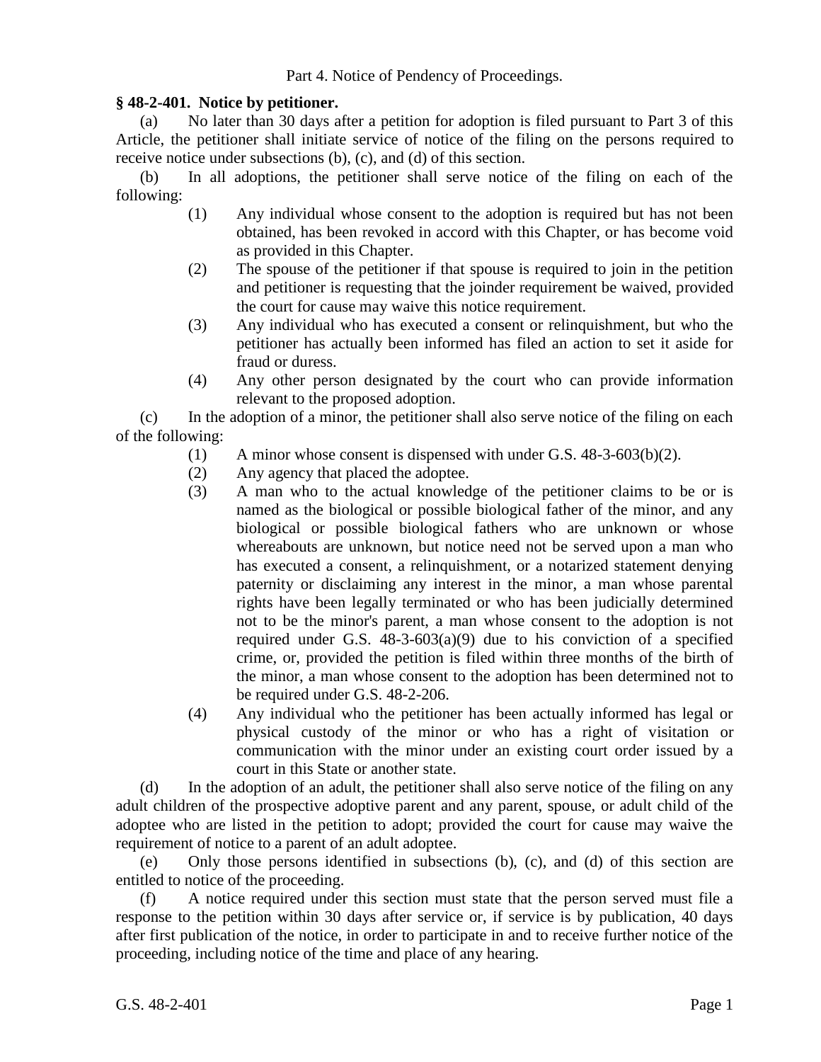Part 4. Notice of Pendency of Proceedings.

**§ 48-2-401. Notice by petitioner.**

(a) No later than 30 days after a petition for adoption is filed pursuant to Part 3 of this Article, the petitioner shall initiate service of notice of the filing on the persons required to receive notice under subsections (b), (c), and (d) of this section.

(b) In all adoptions, the petitioner shall serve notice of the filing on each of the following:

> (1) Any individual whose consent to the adoption is required but has not been obtained, has been revoked in accord with this Chapter, or has become void as provided in this Chapter.
>
> (2) The spouse of the petitioner if that spouse is required to join in the petition and petitioner is requesting that the joinder requirement be waived, provided the court for cause may waive this notice requirement.
>
> (3) Any individual who has executed a consent or relinquishment, but who the petitioner has actually been informed has filed an action to set it aside for fraud or duress.
>
> (4) Any other person designated by the court who can provide information relevant to the proposed adoption.

(c) In the adoption of a minor, the petitioner shall also serve notice of the filing on each of the following:

> (1) A minor whose consent is dispensed with under G.S. 48-3-603(b)(2).
>
> (2) Any agency that placed the adoptee.
>
> (3) A man who to the actual knowledge of the petitioner claims to be or is named as the biological or possible biological father of the minor, and any biological or possible biological fathers who are unknown or whose whereabouts are unknown, but notice need not be served upon a man who has executed a consent, a relinquishment, or a notarized statement denying paternity or disclaiming any interest in the minor, a man whose parental rights have been legally terminated or who has been judicially determined not to be the minor's parent, a man whose consent to the adoption is not required under G.S. 48-3-603(a)(9) due to his conviction of a specified crime, or, provided the petition is filed within three months of the birth of the minor, a man whose consent to the adoption has been determined not to be required under G.S. 48-2-206.
>
> (4) Any individual who the petitioner has been actually informed has legal or physical custody of the minor or who has a right of visitation or communication with the minor under an existing court order issued by a court in this State or another state.

(d) In the adoption of an adult, the petitioner shall also serve notice of the filing on any adult children of the prospective adoptive parent and any parent, spouse, or adult child of the adoptee who are listed in the petition to adopt; provided the court for cause may waive the requirement of notice to a parent of an adult adoptee.

(e) Only those persons identified in subsections (b), (c), and (d) of this section are entitled to notice of the proceeding.

(f) A notice required under this section must state that the person served must file a response to the petition within 30 days after service or, if service is by publication, 40 days after first publication of the notice, in order to participate in and to receive further notice of the proceeding, including notice of the time and place of any hearing.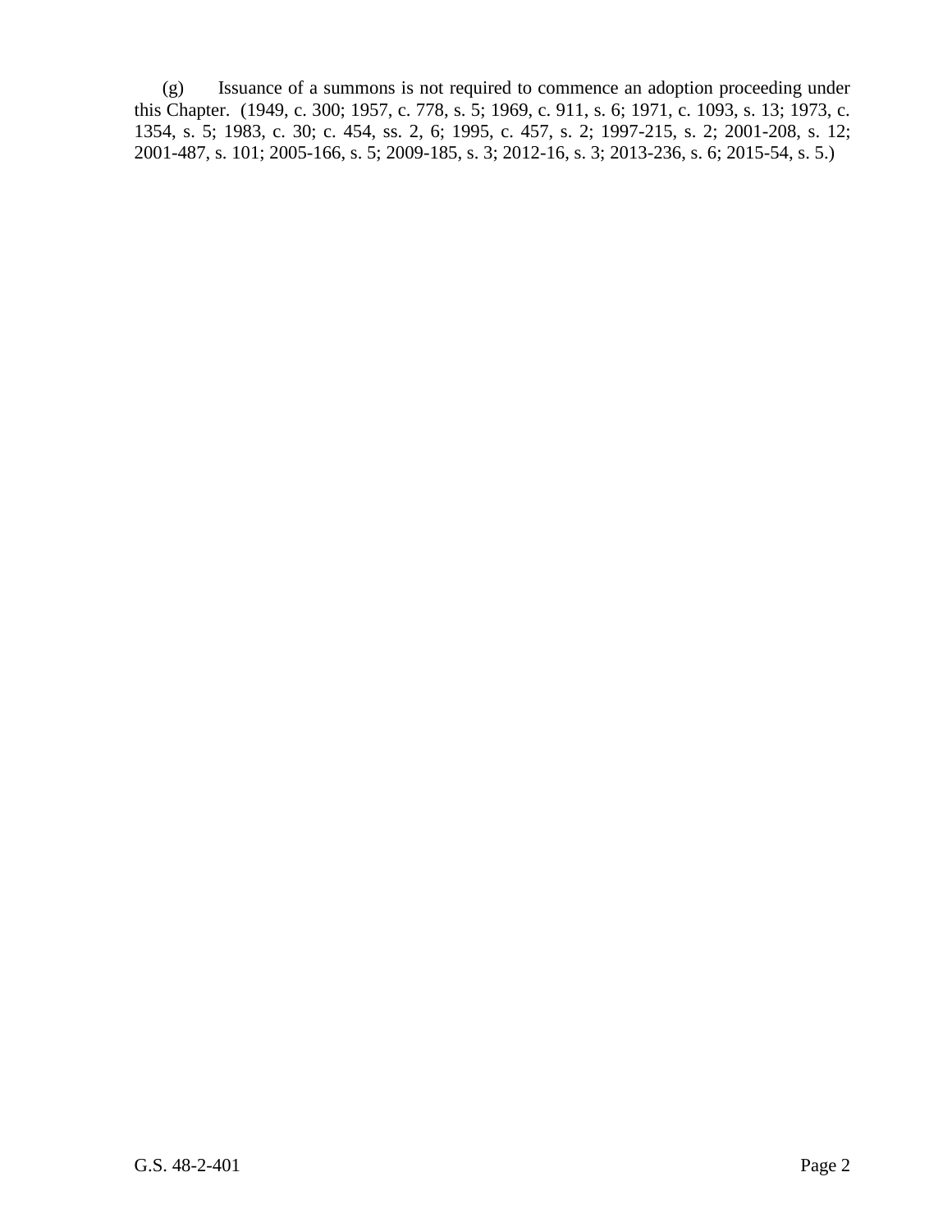(g) Issuance of a summons is not required to commence an adoption proceeding under this Chapter. (1949, c. 300; 1957, c. 778, s. 5; 1969, c. 911, s. 6; 1971, c. 1093, s. 13; 1973, c. 1354, s. 5; 1983, c. 30; c. 454, ss. 2, 6; 1995, c. 457, s. 2; 1997-215, s. 2; 2001-208, s. 12; 2001-487, s. 101; 2005-166, s. 5; 2009-185, s. 3; 2012-16, s. 3; 2013-236, s. 6; 2015-54, s. 5.)